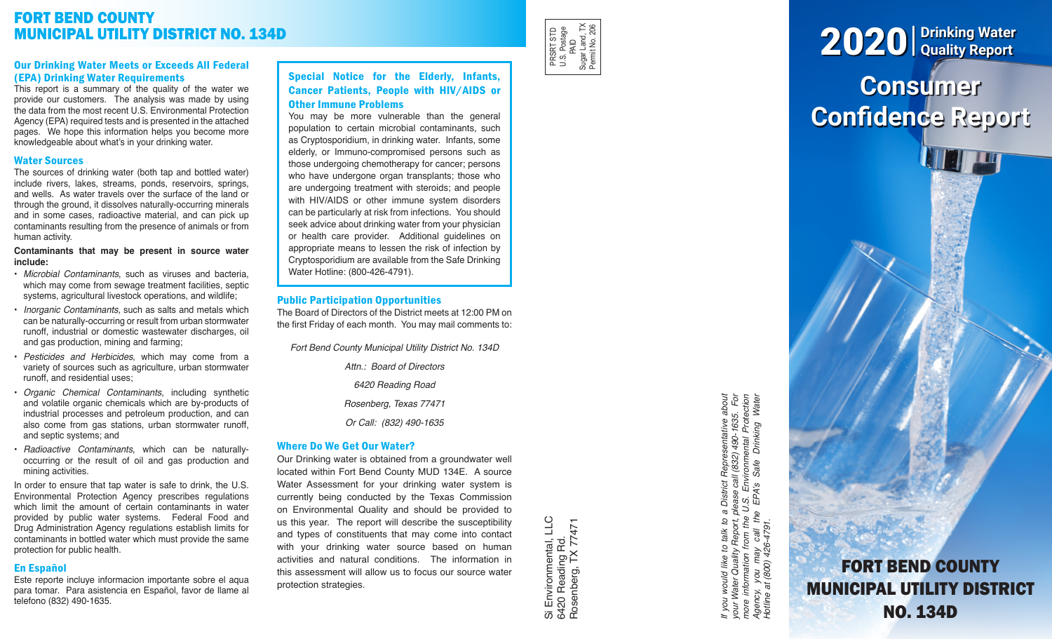# FORT BEND COUNTY MUNICIPAL UTILITY DISTRICT NO. 134D

## Our Drinking Water Meets or Exceeds All Federal (EPA) Drinking Water Requirements

This report is a summary of the quality of the water we provide our customers. The analysis was made by using the data from the most recent U.S. Environmental Protection Agency (EPA) required tests and is presented in the attached pages. We hope this information helps you become more knowledgeable about what's in your drinking water.

## Water Sources

The sources of drinking water (both tap and bottled water) include rivers, lakes, streams, ponds, reservoirs, springs, and wells. As water travels over the surface of the land or through the ground, it dissolves naturally-occurring minerals and in some cases, radioactive material, and can pick up contaminants resulting from the presence of animals or from human activity.

**Contaminants that may be present in source water include:**

- *Microbial Contaminants*, such as viruses and bacteria, which may come from sewage treatment facilities, septic systems, agricultural livestock operations, and wildlife;
- *Inorganic Contaminants*, such as salts and metals which can be naturally-occurring or result from urban stormwater runoff, industrial or domestic wastewater discharges, oil and gas production, mining and farming;
- *Pesticides and Herbicides*, which may come from a variety of sources such as agriculture, urban stormwater runoff, and residential uses;
- *Organic Chemical Contaminants*, including synthetic and volatile organic chemicals which are by-products of industrial processes and petroleum production, and can also come from gas stations, urban stormwater runoff, and septic systems; and
- *Radioactive Contaminants*, which can be naturally-occurring or the result of oil and gas production and mining activities.

In order to ensure that tap water is safe to drink, the U.S. Environmental Protection Agency prescribes regulations which limit the amount of certain contaminants in water provided by public water systems. Federal Food and Drug Administration Agency regulations establish limits for contaminants in bottled water which must provide the same protection for public health.

## En Español

Este reporte incluye informacion importante sobre el aqua para tomar. Para asistencia en Español, favor de llame al telefono (832) 490-1635.

## Special Notice for the Elderly, Infants, Cancer Patients, People with HIV/AIDS or Other Immune Problems

You may be more vulnerable than the general population to certain microbial contaminants, such as Cryptosporidium, in drinking water. Infants, some elderly, or Immuno-compromised persons such as those undergoing chemotherapy for cancer; persons who have undergone organ transplants; those who are undergoing treatment with steroids; and people with HIV/AIDS or other immune system disorders can be particularly at risk from infections. You should seek advice about drinking water from your physician or health care provider. Additional guidelines on appropriate means to lessen the risk of infection by Cryptosporidium are available from the Safe Drinking Water Hotline: (800-426-4791).

## Public Participation Opportunities

The Board of Directors of the District meets at 12:00 PM on the first Friday of each month. You may mail comments to:

*Fort Bend County Municipal Utility District No. 134D*
*Attn.: Board of Directors*
*6420 Reading Road*
*Rosenberg, Texas 77471*
*Or Call: (832) 490-1635*

## Where Do We Get Our Water?

Our Drinking water is obtained from a groundwater well located within Fort Bend County MUD 134E. A source Water Assessment for your drinking water system is currently being conducted by the Texas Commission on Environmental Quality and should be provided to us this year. The report will describe the susceptibility and types of constituents that may come into contact with your drinking water source based on human activities and natural conditions. The information in this assessment will allow us to focus our source water protection strategies.

PRSRT STD
U.S. Postage
PAID
Sugar Land, TX
Permit No. 206

Si Environmental, LLC
6420 Reading Rd.
Rosenberg, TX 77471

*If you would like to talk to a District Representative about your Water Quality Report, please call (832) 490-1635. For more information from the U.S. Environmental Protection Agency, you may call the EPA's Safe Drinking Water Hotline at (800) 426-4791.*

# 2020 | Drinking Water Quality Report

# Consumer Confidence Report

# FORT BEND COUNTY MUNICIPAL UTILITY DISTRICT NO. 134D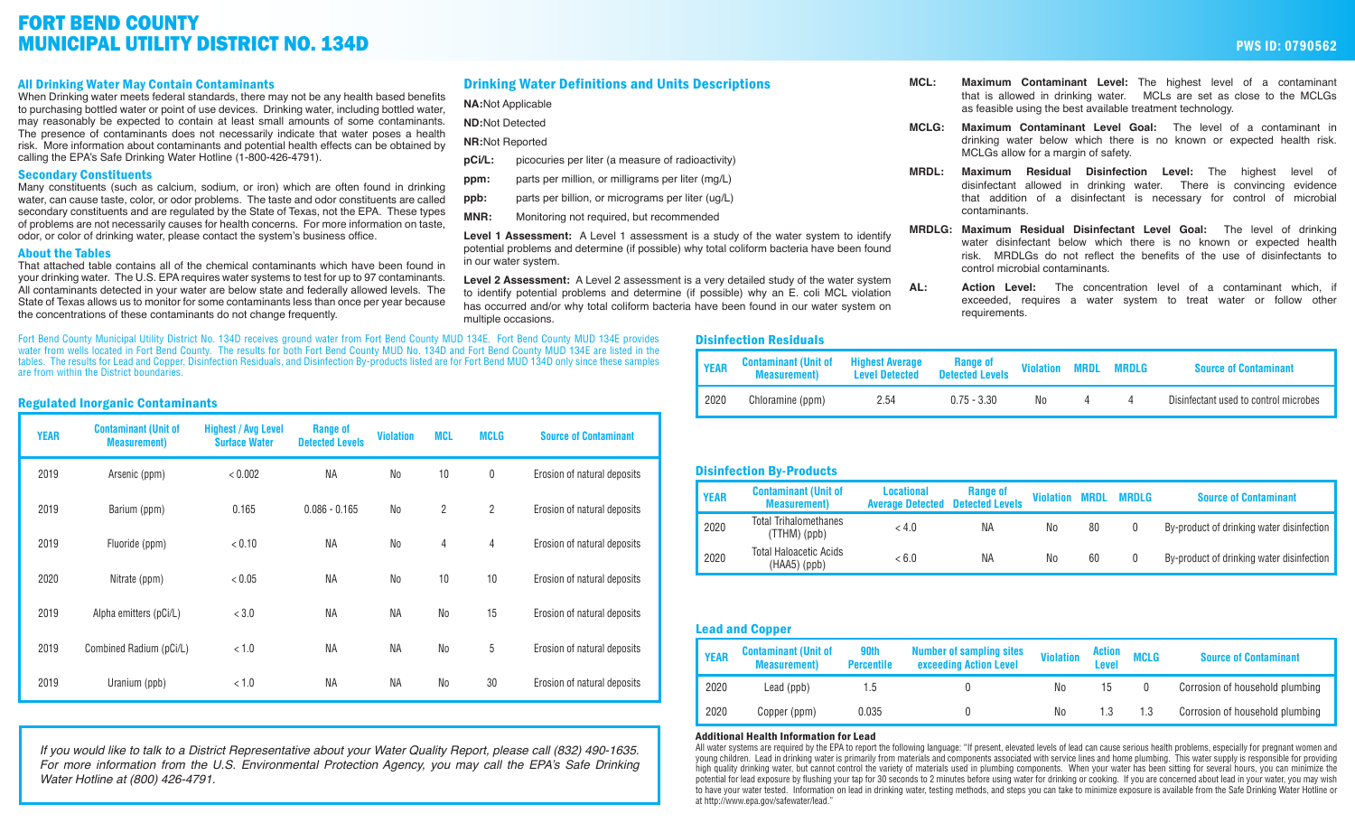# FORT BEND COUNTY MUNICIPAL UTILITY DISTRICT NO. 134D

PWS ID: 0790562

### All Drinking Water May Contain Contaminants

When Drinking water meets federal standards, there may not be any health based benefits to purchasing bottled water or point of use devices. Drinking water, including bottled water, may reasonably be expected to contain at least small amounts of some contaminants. The presence of contaminants does not necessarily indicate that water poses a health risk. More information about contaminants and potential health effects can be obtained by calling the EPA's Safe Drinking Water Hotline (1-800-426-4791).

### Secondary Constituents

Many constituents (such as calcium, sodium, or iron) which are often found in drinking water, can cause taste, color, or odor problems. The taste and odor constituents are called secondary constituents and are regulated by the State of Texas, not the EPA. These types of problems are not necessarily causes for health concerns. For more information on taste, odor, or color of drinking water, please contact the system's business office.

### About the Tables

That attached table contains all of the chemical contaminants which have been found in your drinking water. The U.S. EPA requires water systems to test for up to 97 contaminants. All contaminants detected in your water are below state and federally allowed levels. The State of Texas allows us to monitor for some contaminants less than once per year because the concentrations of these contaminants do not change frequently.

### Drinking Water Definitions and Units Descriptions

**NA:** Not Applicable

**ND:** Not Detected

**NR:** Not Reported

**pCi/L:** picocuries per liter (a measure of radioactivity)

**ppm:** parts per million, or milligrams per liter (mg/L)

**ppb:** parts per billion, or micrograms per liter (ug/L)

**MNR:** Monitoring not required, but recommended

**Level 1 Assessment:** A Level 1 assessment is a study of the water system to identify potential problems and determine (if possible) why total coliform bacteria have been found in our water system.

**Level 2 Assessment:** A Level 2 assessment is a very detailed study of the water system to identify potential problems and determine (if possible) why an E. coli MCL violation has occurred and/or why total coliform bacteria have been found in our water system on multiple occasions.

**MCL:** **Maximum Contaminant Level:** The highest level of a contaminant that is allowed in drinking water. MCLs are set as close to the MCLGs as feasible using the best available treatment technology.

**MCLG:** **Maximum Contaminant Level Goal:** The level of a contaminant in drinking water below which there is no known or expected health risk. MCLGs allow for a margin of safety.

**MRDL:** **Maximum Residual Disinfection Level:** The highest level of disinfectant allowed in drinking water. There is convincing evidence that addition of a disinfectant is necessary for control of microbial contaminants.

**MRDLG:** **Maximum Residual Disinfectant Level Goal:** The level of drinking water disinfectant below which there is no known or expected health risk. MRDLGs do not reflect the benefits of the use of disinfectants to control microbial contaminants.

**AL:** **Action Level:** The concentration level of a contaminant which, if exceeded, requires a water system to treat water or follow other requirements.

Fort Bend County Municipal Utility District No. 134D receives ground water from Fort Bend County MUD 134E. Fort Bend County MUD 134E provides water from wells located in Fort Bend County. The results for both Fort Bend County MUD No. 134D and Fort Bend County MUD 134E are listed in the tables. The results for Lead and Copper, Disinfection Residuals, and Disinfection By-products listed are for Fort Bend MUD 134D only since these samples are from within the District boundaries.

### Regulated Inorganic Contaminants

| YEAR | Contaminant (Unit of Measurement) | Highest / Avg Level Surface Water | Range of Detected Levels | Violation | MCL | MCLG | Source of Contaminant |
|---|---|---|---|---|---|---|---|
| 2019 | Arsenic (ppm) | < 0.002 | NA | No | 10 | 0 | Erosion of natural deposits |
| 2019 | Barium (ppm) | 0.165 | 0.086 - 0.165 | No | 2 | 2 | Erosion of natural deposits |
| 2019 | Fluoride (ppm) | < 0.10 | NA | No | 4 | 4 | Erosion of natural deposits |
| 2020 | Nitrate (ppm) | < 0.05 | NA | No | 10 | 10 | Erosion of natural deposits |
| 2019 | Alpha emitters (pCi/L) | < 3.0 | NA | NA | No | 15 | Erosion of natural deposits |
| 2019 | Combined Radium (pCi/L) | < 1.0 | NA | NA | No | 5 | Erosion of natural deposits |
| 2019 | Uranium (ppb) | < 1.0 | NA | NA | No | 30 | Erosion of natural deposits |

*If you would like to talk to a District Representative about your Water Quality Report, please call (832) 490-1635. For more information from the U.S. Environmental Protection Agency, you may call the EPA's Safe Drinking Water Hotline at (800) 426-4791.*

### Disinfection Residuals

| YEAR | Contaminant (Unit of Measurement) | Highest Average Level Detected | Range of Detected Levels | Violation | MRDL | MRDLG | Source of Contaminant |
|---|---|---|---|---|---|---|---|
| 2020 | Chloramine (ppm) | 2.54 | 0.75 - 3.30 | No | 4 | 4 | Disinfectant used to control microbes |

### Disinfection By-Products

| YEAR | Contaminant (Unit of Measurement) | Locational Average Detected | Range of Detected Levels | Violation | MRDL | MRDLG | Source of Contaminant |
|---|---|---|---|---|---|---|---|
| 2020 | Total Trihalomethanes (TTHM) (ppb) | < 4.0 | NA | No | 80 | 0 | By-product of drinking water disinfection |
| 2020 | Total Haloacetic Acids (HAA5) (ppb) | < 6.0 | NA | No | 60 | 0 | By-product of drinking water disinfection |

### Lead and Copper

| YEAR | Contaminant (Unit of Measurement) | 90th Percentile | Number of sampling sites exceeding Action Level | Violation | Action Level | MCLG | Source of Contaminant |
|---|---|---|---|---|---|---|---|
| 2020 | Lead (ppb) | 1.5 | 0 | No | 15 | 0 | Corrosion of household plumbing |
| 2020 | Copper (ppm) | 0.035 | 0 | No | 1.3 | 1.3 | Corrosion of household plumbing |

#### Additional Health Information for Lead

All water systems are required by the EPA to report the following language: "If present, elevated levels of lead can cause serious health problems, especially for pregnant women and young children. Lead in drinking water is primarily from materials and components associated with service lines and home plumbing. This water supply is responsible for providing high quality drinking water, but cannot control the variety of materials used in plumbing components. When your water has been sitting for several hours, you can minimize the potential for lead exposure by flushing your tap for 30 seconds to 2 minutes before using water for drinking or cooking. If you are concerned about lead in your water, you may wish to have your water tested. Information on lead in drinking water, testing methods, and steps you can take to minimize exposure is available from the Safe Drinking Water Hotline or at http://www.epa.gov/safewater/lead."